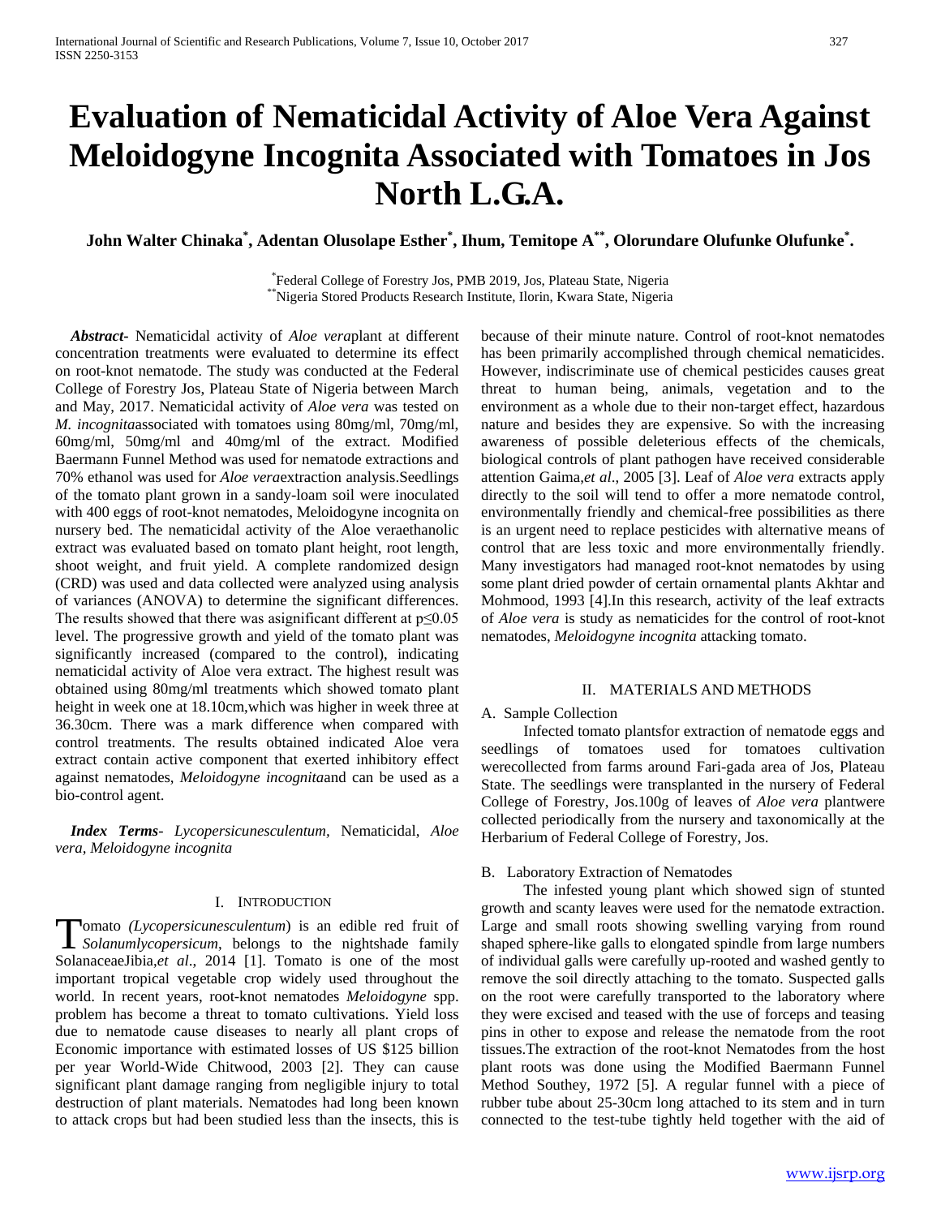# Evaluation of Nematicidal Activity of Aloe Vera Against Meloidogyne Incognita Associated with Tomatoes in Jos North L.G.A.

**John Walter Chinaka[*], Adentan Olusolape Esther[*], Ihum, Temitope A[**], Olorundare Olufunke Olufunke[*].**

[*]Federal College of Forestry Jos, PMB 2019, Jos, Plateau State, Nigeria
[**]Nigeria Stored Products Research Institute, Ilorin, Kwara State, Nigeria

***Abstract***- Nematicidal activity of *Aloe vera*plant at different concentration treatments were evaluated to determine its effect on root-knot nematode. The study was conducted at the Federal College of Forestry Jos, Plateau State of Nigeria between March and May, 2017. Nematicidal activity of *Aloe vera* was tested on *M. incognita*associated with tomatoes using 80mg/ml, 70mg/ml, 60mg/ml, 50mg/ml and 40mg/ml of the extract. Modified Baermann Funnel Method was used for nematode extractions and 70% ethanol was used for *Aloe vera*extraction analysis.Seedlings of the tomato plant grown in a sandy-loam soil were inoculated with 400 eggs of root-knot nematodes, Meloidogyne incognita on nursery bed. The nematicidal activity of the Aloe veraethanolic extract was evaluated based on tomato plant height, root length, shoot weight, and fruit yield. A complete randomized design (CRD) was used and data collected were analyzed using analysis of variances (ANOVA) to determine the significant differences. The results showed that there was asignificant different at $p \leq 0.05$ level. The progressive growth and yield of the tomato plant was significantly increased (compared to the control), indicating nematicidal activity of Aloe vera extract. The highest result was obtained using 80mg/ml treatments which showed tomato plant height in week one at 18.10cm,which was higher in week three at 36.30cm. There was a mark difference when compared with control treatments. The results obtained indicated Aloe vera extract contain active component that exerted inhibitory effect against nematodes, *Meloidogyne incognita*and can be used as a bio-control agent.

***Index Terms***- *Lycopersicunesculentum,* Nematicidal, *Aloe vera, Meloidogyne incognita*

## I. Introduction

Tomato *(Lycopersicunesculentum*) is an edible red fruit of *Solanumlycopersicum*, belongs to the nightshade family SolanaceaeJibia,*et al*., 2014 [1]. Tomato is one of the most important tropical vegetable crop widely used throughout the world. In recent years, root-knot nematodes *Meloidogyne* spp. problem has become a threat to tomato cultivations. Yield loss due to nematode cause diseases to nearly all plant crops of Economic importance with estimated losses of US $125 billion per year World-Wide Chitwood, 2003 [2]. They can cause significant plant damage ranging from negligible injury to total destruction of plant materials. Nematodes had long been known to attack crops but had been studied less than the insects, this is because of their minute nature. Control of root-knot nematodes has been primarily accomplished through chemical nematicides. However, indiscriminate use of chemical pesticides causes great threat to human being, animals, vegetation and to the environment as a whole due to their non-target effect, hazardous nature and besides they are expensive. So with the increasing awareness of possible deleterious effects of the chemicals, biological controls of plant pathogen have received considerable attention Gaima,*et al*., 2005 [3]. Leaf of *Aloe vera* extracts apply directly to the soil will tend to offer a more nematode control, environmentally friendly and chemical-free possibilities as there is an urgent need to replace pesticides with alternative means of control that are less toxic and more environmentally friendly. Many investigators had managed root-knot nematodes by using some plant dried powder of certain ornamental plants Akhtar and Mohmood, 1993 [4].In this research, activity of the leaf extracts of *Aloe vera* is study as nematicides for the control of root-knot nematodes, *Meloidogyne incognita* attacking tomato.

## II. Materials and Methods

### A. Sample Collection

Infected tomato plantsfor extraction of nematode eggs and seedlings of tomatoes used for tomatoes cultivation werecollected from farms around Fari-gada area of Jos, Plateau State. The seedlings were transplanted in the nursery of Federal College of Forestry, Jos.100g of leaves of *Aloe vera* plantwere collected periodically from the nursery and taxonomically at the Herbarium of Federal College of Forestry, Jos.

### B. Laboratory Extraction of Nematodes

The infested young plant which showed sign of stunted growth and scanty leaves were used for the nematode extraction. Large and small roots showing swelling varying from round shaped sphere-like galls to elongated spindle from large numbers of individual galls were carefully up-rooted and washed gently to remove the soil directly attaching to the tomato. Suspected galls on the root were carefully transported to the laboratory where they were excised and teased with the use of forceps and teasing pins in other to expose and release the nematode from the root tissues.The extraction of the root-knot Nematodes from the host plant roots was done using the Modified Baermann Funnel Method Southey, 1972 [5]. A regular funnel with a piece of rubber tube about 25-30cm long attached to its stem and in turn connected to the test-tube tightly held together with the aid of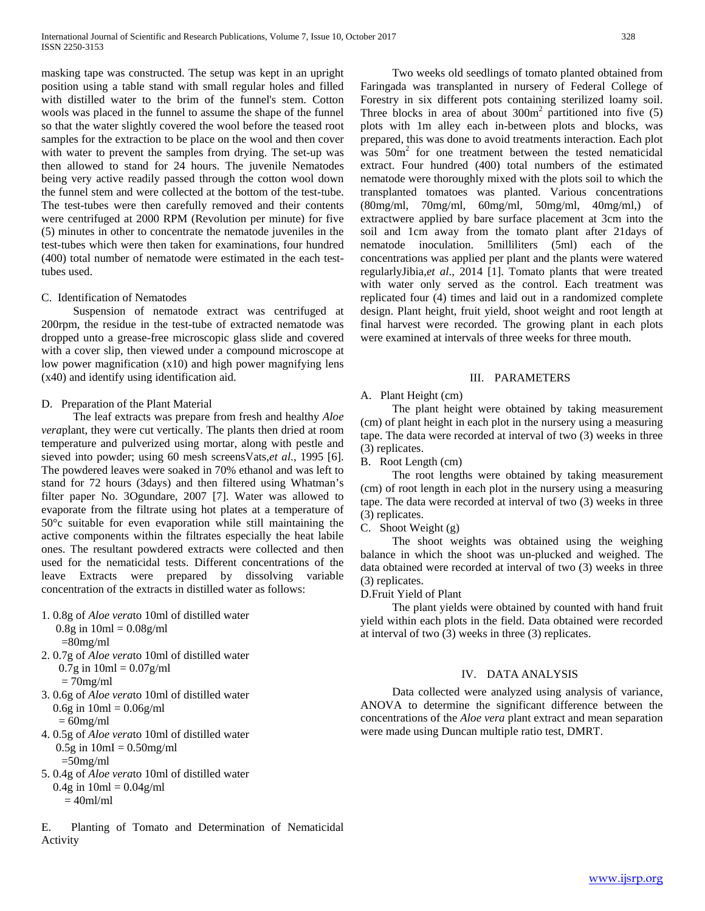masking tape was constructed. The setup was kept in an upright position using a table stand with small regular holes and filled with distilled water to the brim of the funnel's stem. Cotton wools was placed in the funnel to assume the shape of the funnel so that the water slightly covered the wool before the teased root samples for the extraction to be place on the wool and then cover with water to prevent the samples from drying. The set-up was then allowed to stand for 24 hours. The juvenile Nematodes being very active readily passed through the cotton wool down the funnel stem and were collected at the bottom of the test-tube. The test-tubes were then carefully removed and their contents were centrifuged at 2000 RPM (Revolution per minute) for five (5) minutes in other to concentrate the nematode juveniles in the test-tubes which were then taken for examinations, four hundred (400) total number of nematode were estimated in the each test-tubes used.

### C. Identification of Nematodes

Suspension of nematode extract was centrifuged at 200rpm, the residue in the test-tube of extracted nematode was dropped unto a grease-free microscopic glass slide and covered with a cover slip, then viewed under a compound microscope at low power magnification (x10) and high power magnifying lens (x40) and identify using identification aid.

### D. Preparation of the Plant Material

The leaf extracts was prepare from fresh and healthy *Aloe vera*plant, they were cut vertically. The plants then dried at room temperature and pulverized using mortar, along with pestle and sieved into powder; using 60 mesh screensVats,*et al.*, 1995 [6]. The powdered leaves were soaked in 70% ethanol and was left to stand for 72 hours (3days) and then filtered using Whatman's filter paper No. 3Ogundare, 2007 [7]. Water was allowed to evaporate from the filtrate using hot plates at a temperature of 50°c suitable for even evaporation while still maintaining the active components within the filtrates especially the heat labile ones. The resultant powdered extracts were collected and then used for the nematicidal tests. Different concentrations of the leave Extracts were prepared by dissolving variable concentration of the extracts in distilled water as follows:

1. 0.8g of *Aloe vera*to 10ml of distilled water
   0.8g in 10ml = 0.08g/ml
   =80mg/ml
2. 0.7g of *Aloe vera*to 10ml of distilled water
   0.7g in 10ml = 0.07g/ml
   = 70mg/ml
3. 0.6g of *Aloe vera*to 10ml of distilled water
   0.6g in 10ml = 0.06g/ml
   = 60mg/ml
4. 0.5g of *Aloe vera*to 10ml of distilled water
   0.5g in 10mI = 0.50mg/ml
   =50mg/ml
5. 0.4g of *Aloe vera*to 10ml of distilled water
   0.4g in 10ml = 0.04g/ml
   = 40ml/ml

### E. Planting of Tomato and Determination of Nematicidal Activity

Two weeks old seedlings of tomato planted obtained from Faringada was transplanted in nursery of Federal College of Forestry in six different pots containing sterilized loamy soil. Three blocks in area of about $300m^2$ partitioned into five (5) plots with 1m alley each in-between plots and blocks, was prepared, this was done to avoid treatments interaction. Each plot was $50m^2$ for one treatment between the tested nematicidal extract. Four hundred (400) total numbers of the estimated nematode were thoroughly mixed with the plots soil to which the transplanted tomatoes was planted. Various concentrations (80mg/ml, 70mg/ml, 60mg/ml, 50mg/ml, 40mg/ml,) of extractwere applied by bare surface placement at 3cm into the soil and 1cm away from the tomato plant after 21days of nematode inoculation. 5milliliters (5ml) each of the concentrations was applied per plant and the plants were watered regularlyJibia,*et al*., 2014 [1]. Tomato plants that were treated with water only served as the control. Each treatment was replicated four (4) times and laid out in a randomized complete design. Plant height, fruit yield, shoot weight and root length at final harvest were recorded. The growing plant in each plots were examined at intervals of three weeks for three mouth.

## III. PARAMETERS

### A. Plant Height (cm)

The plant height were obtained by taking measurement (cm) of plant height in each plot in the nursery using a measuring tape. The data were recorded at interval of two (3) weeks in three (3) replicates.

### B. Root Length (cm)

The root lengths were obtained by taking measurement (cm) of root length in each plot in the nursery using a measuring tape. The data were recorded at interval of two (3) weeks in three (3) replicates.

### C. Shoot Weight (g)

The shoot weights was obtained using the weighing balance in which the shoot was un-plucked and weighed. The data obtained were recorded at interval of two (3) weeks in three (3) replicates.

### D.Fruit Yield of Plant

The plant yields were obtained by counted with hand fruit yield within each plots in the field. Data obtained were recorded at interval of two (3) weeks in three (3) replicates.

## IV. DATA ANALYSIS

Data collected were analyzed using analysis of variance, ANOVA to determine the significant difference between the concentrations of the *Aloe vera* plant extract and mean separation were made using Duncan multiple ratio test, DMRT.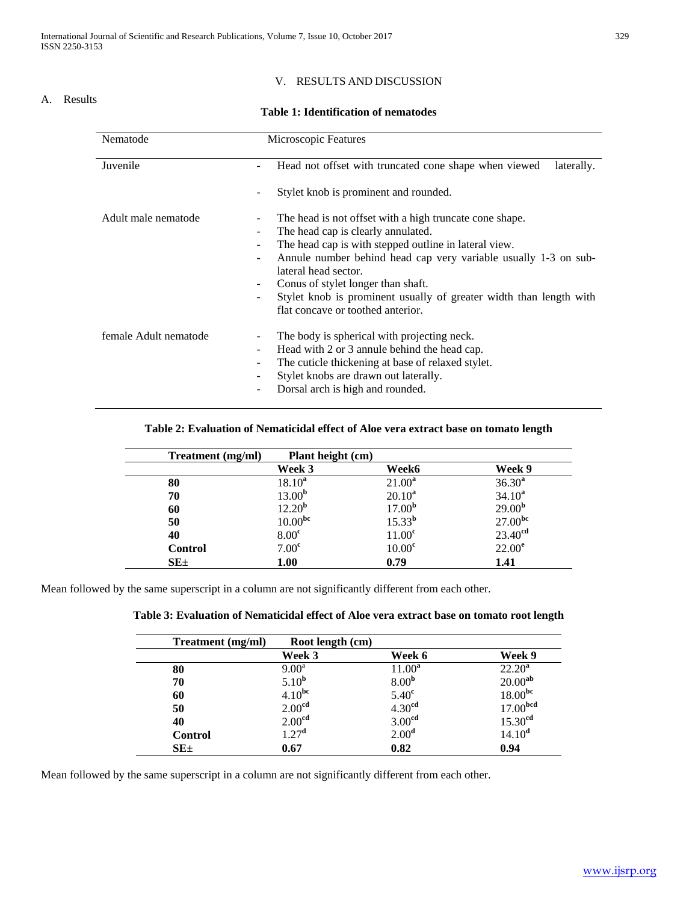## V. RESULTS AND DISCUSSION

### A. Results

**Table 1: Identification of nematodes**

| Nematode | Microscopic Features |
|---|---|
| Juvenile | - Head not offset with truncated cone shape when viewed laterally.<br>- Stylet knob is prominent and rounded. |
| Adult male nematode | - The head is not offset with a high truncate cone shape.<br>- The head cap is clearly annulated.<br>- The head cap is with stepped outline in lateral view.<br>- Annule number behind head cap very variable usually 1-3 on sub-lateral head sector.<br>- Conus of stylet longer than shaft.<br>- Stylet knob is prominent usually of greater width than length with flat concave or toothed anterior. |
| female Adult nematode | - The body is spherical with projecting neck.<br>- Head with 2 or 3 annule behind the head cap.<br>- The cuticle thickening at base of relaxed stylet.<br>- Stylet knobs are drawn out laterally.<br>- Dorsal arch is high and rounded. |

**Table 2: Evaluation of Nematicidal effect of Aloe vera extract base on tomato length**

| Treatment (mg/ml) | Plant height (cm) | | |
|---|---|---|---|
| | Week 3 | Week6 | Week 9 |
| **80** | $18.10^{a}$ | $21.00^{a}$ | $36.30^{a}$ |
| **70** | $13.00^{b}$ | $20.10^{a}$ | $34.10^{a}$ |
| **60** | $12.20^{b}$ | $17.00^{b}$ | $29.00^{b}$ |
| **50** | $10.00^{bc}$ | $15.33^{b}$ | $27.00^{bc}$ |
| **40** | $8.00^{c}$ | $11.00^{c}$ | $23.40^{cd}$ |
| **Control** | $7.00^{c}$ | $10.00^{c}$ | $22.00^{e}$ |
| **SE±** | **1.00** | **0.79** | **1.41** |

Mean followed by the same superscript in a column are not significantly different from each other.

**Table 3: Evaluation of Nematicidal effect of Aloe vera extract base on tomato root length**

| Treatment (mg/ml) | Root length (cm) | | |
|---|---|---|---|
| | Week 3 | Week 6 | Week 9 |
| **80** | $9.00^{a}$ | $11.00^{a}$ | $22.20^{a}$ |
| **70** | $5.10^{b}$ | $8.00^{b}$ | $20.00^{ab}$ |
| **60** | $4.10^{bc}$ | $5.40^{c}$ | $18.00^{bc}$ |
| **50** | $2.00^{cd}$ | $4.30^{cd}$ | $17.00^{bcd}$ |
| **40** | $2.00^{cd}$ | $3.00^{cd}$ | $15.30^{cd}$ |
| **Control** | $1.27^{d}$ | $2.00^{d}$ | $14.10^{d}$ |
| **SE±** | **0.67** | **0.82** | **0.94** |

Mean followed by the same superscript in a column are not significantly different from each other.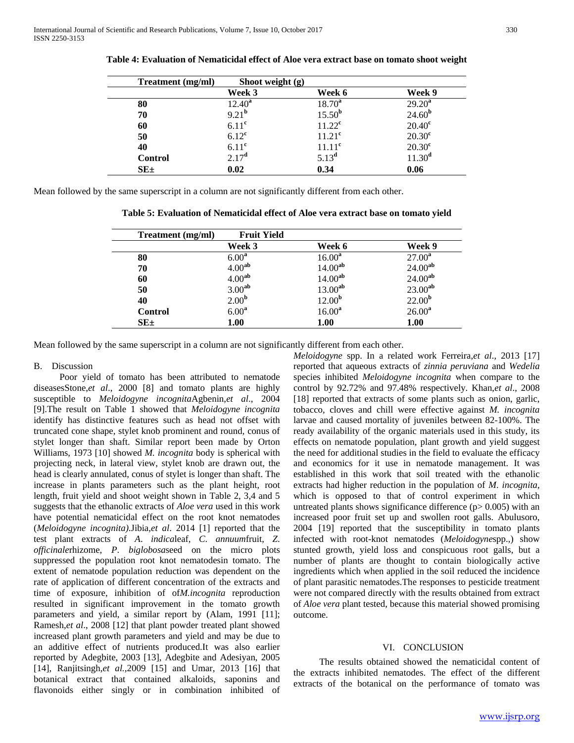**Table 4: Evaluation of Nematicidal effect of Aloe vera extract base on tomato shoot weight**

| Treatment (mg/ml) | Shoot weight (g) | | |
|---|---|---|---|
| | Week 3 | Week 6 | Week 9 |
| **80** | 12.40[a] | 18.70[a] | 29.20[a] |
| **70** | 9.21[b] | 15.50[b] | 24.60[b] |
| **60** | 6.11[c] | 11.22[c] | 20.40[c] |
| **50** | 6.12[c] | 11.21[c] | 20.30[c] |
| **40** | 6.11[c] | 11.11[c] | 20.30[c] |
| **Control** | 2.17[d] | 5.13[d] | 11.30[d] |
| **SE±** | **0.02** | **0.34** | **0.06** |

Mean followed by the same superscript in a column are not significantly different from each other.

**Table 5: Evaluation of Nematicidal effect of Aloe vera extract base on tomato yield**

| Treatment (mg/ml) | Fruit Yield | | |
|---|---|---|---|
| | Week 3 | Week 6 | Week 9 |
| **80** | 6.00[a] | 16.00[a] | 27.00[a] |
| **70** | 4.00[ab] | 14.00[ab] | 24.00[ab] |
| **60** | 4.00[ab] | 14.00[ab] | 24.00[ab] |
| **50** | 3.00[ab] | 13.00[ab] | 23.00[ab] |
| **40** | 2.00[b] | 12.00[b] | 22.00[b] |
| **Control** | 6.00[a] | 16.00[a] | 26.00[a] |
| **SE±** | **1.00** | **1.00** | **1.00** |

Mean followed by the same superscript in a column are not significantly different from each other.

### B. Discussion

Poor yield of tomato has been attributed to nematode diseasesStone,*et al*., 2000 [8] and tomato plants are highly susceptible to *Meloidogyne incognita*Agbenin,*et al*., 2004 [9].The result on Table 1 showed that *Meloidogyne incognita* identify has distinctive features such as head not offset with truncated cone shape, stylet knob prominent and round, conus of stylet longer than shaft. Similar report been made by Orton Williams, 1973 [10] showed *M. incognita* body is spherical with projecting neck, in lateral view, stylet knob are drawn out, the head is clearly annulated, conus of stylet is longer than shaft. The increase in plants parameters such as the plant height, root length, fruit yield and shoot weight shown in Table 2, 3,4 and 5 suggests that the ethanolic extracts of *Aloe vera* used in this work have potential nematicidal effect on the root knot nematodes (*Meloidogyne incognita)*.Jibia,*et al*. 2014 [1] reported that the test plant extracts of *A. indica*leaf, *C. annuum*fruit, *Z. officinale*rhizome, *P. biglobosa*seed on the micro plots suppressed the population root knot nematodesin tomato. The extent of nematode population reduction was dependent on the rate of application of different concentration of the extracts and time of exposure, inhibition of of*M.incognita* reproduction resulted in significant improvement in the tomato growth parameters and yield, a similar report by (Alam, 1991 [11]; Ramesh,*et al*., 2008 [12] that plant powder treated plant showed increased plant growth parameters and yield and may be due to an additive effect of nutrients produced.It was also earlier reported by Adegbite, 2003 [13], Adegbite and Adesiyan, 2005 [14], Ranjitsingh,*et al.*,2009 [15] and Umar, 2013 [16] that botanical extract that contained alkaloids, saponins and flavonoids either singly or in combination inhibited of *Meloidogyne* spp. In a related work Ferreira,*et al*., 2013 [17] reported that aqueous extracts of *zinnia peruviana* and *Wedelia* species inhibited *Meloidogyne incognita* when compare to the control by 92.72% and 97.48% respectively. Khan,*et al*., 2008 [18] reported that extracts of some plants such as onion, garlic, tobacco, cloves and chill were effective against *M. incognita* larvae and caused mortality of juveniles between 82-100%. The ready availability of the organic materials used in this study, its effects on nematode population, plant growth and yield suggest the need for additional studies in the field to evaluate the efficacy and economics for it use in nematode management. It was established in this work that soil treated with the ethanolic extracts had higher reduction in the population of *M. incognita*, which is opposed to that of control experiment in which untreated plants shows significance difference ($p > 0.005$) with an increased poor fruit set up and swollen root galls. Abulusoro, 2004 [19] reported that the susceptibility in tomato plants infected with root-knot nematodes (*Meloidogyne*spp.,) show stunted growth, yield loss and conspicuous root galls, but a number of plants are thought to contain biologically active ingredients which when applied in the soil reduced the incidence of plant parasitic nematodes.The responses to pesticide treatment were not compared directly with the results obtained from extract of *Aloe vera* plant tested, because this material showed promising outcome.

## VI. CONCLUSION

The results obtained showed the nematicidal content of the extracts inhibited nematodes. The effect of the different extracts of the botanical on the performance of tomato was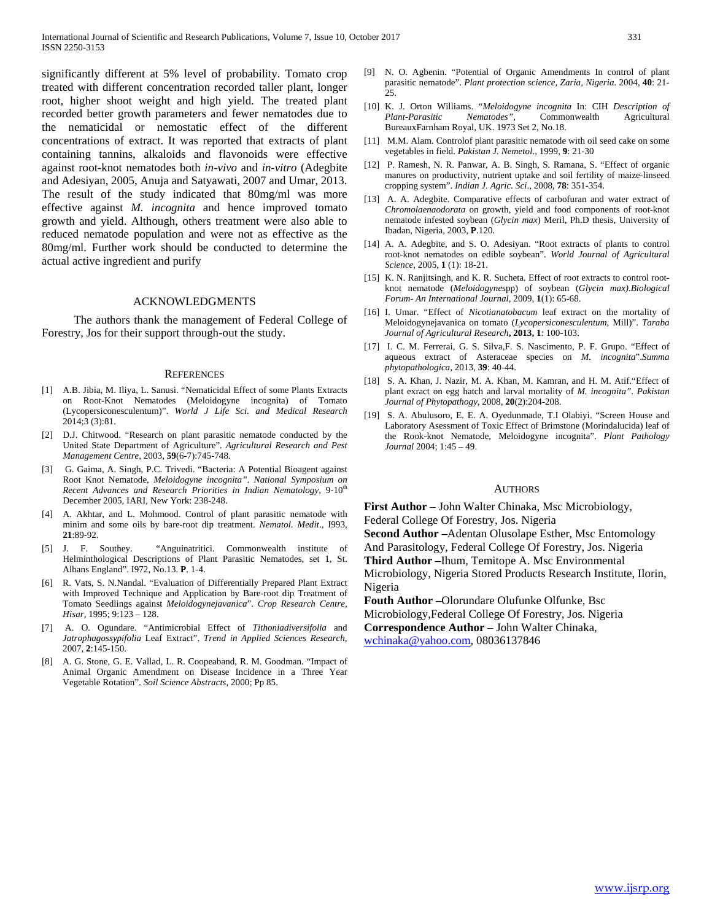significantly different at 5% level of probability. Tomato crop treated with different concentration recorded taller plant, longer root, higher shoot weight and high yield. The treated plant recorded better growth parameters and fewer nematodes due to the nematicidal or nemostatic effect of the different concentrations of extract. It was reported that extracts of plant containing tannins, alkaloids and flavonoids were effective against root-knot nematodes both *in-vivo* and *in-vitro* (Adegbite and Adesiyan, 2005, Anuja and Satyawati, 2007 and Umar, 2013. The result of the study indicated that 80mg/ml was more effective against *M. incognita* and hence improved tomato growth and yield. Although, others treatment were also able to reduced nematode population and were not as effective as the 80mg/ml. Further work should be conducted to determine the actual active ingredient and purify

## ACKNOWLEDGMENTS

The authors thank the management of Federal College of Forestry, Jos for their support through-out the study.

## REFERENCES

[1] A.B. Jibia, M. Iliya, L. Sanusi. "Nematicidal Effect of some Plants Extracts on Root-Knot Nematodes (Meloidogyne incognita) of Tomato (Lycopersiconesculentum)". *World J Life Sci. and Medical Research* 2014;3 (3):81.

[2] D.J. Chitwood. "Research on plant parasitic nematode conducted by the United State Department of Agriculture". *Agricultural Research and Pest Management Centre*, 2003, **59**(6-7):745-748.

[3] G. Gaima, A. Singh, P.C. Trivedi. "Bacteria: A Potential Bioagent against Root Knot Nematode, *Meloidogyne incognita"*. *National Symposium on Recent Advances and Research Priorities in Indian Nematology*, 9-10th December 2005, IARI, New York: 238-248.

[4] A. Akhtar, and L. Mohmood. Control of plant parasitic nematode with minim and some oils by bare-root dip treatment. *Nematol. Medit*., I993, **21**:89-92.

[5] J. F. Southey. "Anguinatritici. Commonwealth institute of Helminthological Descriptions of Plant Parasitic Nematodes, set 1, St. Albans England". I972, No.13. **P**. 1-4.

[6] R. Vats, S. N.Nandal. "Evaluation of Differentially Prepared Plant Extract with Improved Technique and Application by Bare-root dip Treatment of Tomato Seedlings against *Meloidogynejavanica*". *Crop Research Centre, Hisar*, 1995; 9:123 – 128.

[7] A. O. Ogundare. "Antimicrobial Effect of *Tithoniadiversifolia* and *Jatrophagossypifolia* Leaf Extract". *Trend in Applied Sciences Research*, 2007, **2**:145-150.

[8] A. G. Stone, G. E. Vallad, L. R. Coopeaband, R. M. Goodman. "Impact of Animal Organic Amendment on Disease Incidence in a Three Year Vegetable Rotation". *Soil Science Abstracts*, 2000; Pp 85.

[9] N. O. Agbenin. "Potential of Organic Amendments In control of plant parasitic nematode". *Plant protection science, Zaria, Nigeria*. 2004, **40**: 21-25.

[10] K. J. Orton Williams. "*Meloidogyne incognita* In: CIH *Description of Plant-Parasitic Nematodes"*, Commonwealth Agricultural BureauxFarnham Royal, UK. 1973 Set 2, No.18.

[11] M.M. Alam. Controlof plant parasitic nematode with oil seed cake on some vegetables in field. *Pakistan J. Nemetol*., 1999, **9**: 21-30

[12] P. Ramesh, N. R. Panwar, A. B. Singh, S. Ramana, S. "Effect of organic manures on productivity, nutrient uptake and soil fertility of maize-linseed cropping system". *Indian J. Agric. Sci*., 2008, **78**: 351-354.

[13] A. A. Adegbite. Comparative effects of carbofuran and water extract of *Chromolaenaodorata* on growth, yield and food components of root-knot nematode infested soybean (*Glycin max*) Meril, Ph.D thesis, University of Ibadan, Nigeria, 2003, **P**.120.

[14] A. A. Adegbite, and S. O. Adesiyan. "Root extracts of plants to control root-knot nematodes on edible soybean". *World Journal of Agricultural Science*, 2005, **1** (1): 18-21.

[15] K. N. Ranjitsingh, and K. R. Sucheta. Effect of root extracts to control root-knot nematode (*Meloidogyne*spp) of soybean (*Glycin max).Biological Forum- An International Journal*, 2009, **1**(1): 65-68.

[16] I. Umar. "Effect of *Nicotianatobacum* leaf extract on the mortality of Meloidogynejavanica on tomato (*Lycopersiconesculentum*, Mill)". *Taraba Journal of Agricultural Research***, 2013, 1**: 100-103.

[17] I. C. M. Ferrerai, G. S. Silva,F. S. Nascimento, P. F. Grupo. "Effect of aqueous extract of Asteraceae species on *M. incognita*".*Summa phytopathologica*, 2013, **39**: 40-44.

[18] S. A. Khan, J. Nazir, M. A. Khan, M. Kamran, and H. M. Atif."Effect of plant exract on egg hatch and larval mortality of *M. incognita"*. *Pakistan Journal of Phytopathogy*, 2008, **20**(2):204-208.

[19] S. A. Abulusoro, E. E. A. Oyedunmade, T.I Olabiyi. "Screen House and Laboratory Asessment of Toxic Effect of Brimstone (Morindalucida) leaf of the Rook-knot Nematode, Meloidogyne incognita". *Plant Pathology Journal* 2004; 1:45 – 49.

## AUTHORS

**First Author** – John Walter Chinaka, Msc Microbiology, Federal College Of Forestry, Jos. Nigeria

**Second Author –**Adentan Olusolape Esther, Msc Entomology And Parasitology, Federal College Of Forestry, Jos. Nigeria

**Third Author –**Ihum, Temitope A. Msc Environmental Microbiology, Nigeria Stored Products Research Institute, Ilorin, Nigeria

**Fouth Author –**Olorundare Olufunke Olfunke, Bsc Microbiology,Federal College Of Forestry, Jos. Nigeria

**Correspondence Author** – John Walter Chinaka, wchinaka@yahoo.com, 08036137846